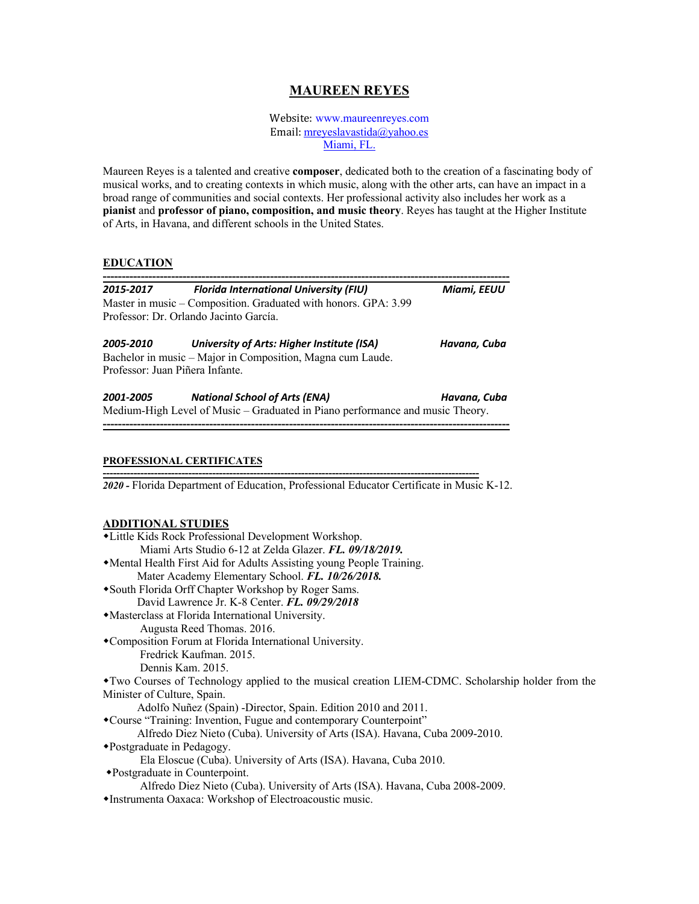# MAUREEN REYES

Website: www.maureenreyes.com
Email: mreyeslavastida@yahoo.es
Miami, FL.

Maureen Reyes is a talented and creative **composer**, dedicated both to the creation of a fascinating body of musical works, and to creating contexts in which music, along with the other arts, can have an impact in a broad range of communities and social contexts. Her professional activity also includes her work as a **pianist** and **professor of piano, composition, and music theory**. Reyes has taught at the Higher Institute of Arts, in Havana, and different schools in the United States.

## EDUCATION

***2015-2017*** ***Florida International University (FIU)*** ***Miami, EEUU***
Master in music – Composition. Graduated with honors. GPA: 3.99
Professor: Dr. Orlando Jacinto García.

***2005-2010*** ***University of Arts: Higher Institute (ISA)*** ***Havana, Cuba***
Bachelor in music – Major in Composition, Magna cum Laude.
Professor: Juan Piñera Infante.

***2001-2005*** ***National School of Arts (ENA)*** ***Havana, Cuba***
Medium-High Level of Music – Graduated in Piano performance and music Theory.

## PROFESSIONAL CERTIFICATES

***2020 -*** Florida Department of Education, Professional Educator Certificate in Music K-12.

## ADDITIONAL STUDIES

- Little Kids Rock Professional Development Workshop.
  Miami Arts Studio 6-12 at Zelda Glazer. ***FL. 09/18/2019.***
- Mental Health First Aid for Adults Assisting young People Training.
  Mater Academy Elementary School. ***FL. 10/26/2018.***
- South Florida Orff Chapter Workshop by Roger Sams.
  David Lawrence Jr. K-8 Center. ***FL. 09/29/2018***
- Masterclass at Florida International University.
  Augusta Reed Thomas. 2016.
- Composition Forum at Florida International University.
  Fredrick Kaufman. 2015.
  Dennis Kam. 2015.
- Two Courses of Technology applied to the musical creation LIEM-CDMC. Scholarship holder from the Minister of Culture, Spain.
  Adolfo Nuñez (Spain) -Director, Spain. Edition 2010 and 2011.
- Course "Training: Invention, Fugue and contemporary Counterpoint"
  Alfredo Diez Nieto (Cuba). University of Arts (ISA). Havana, Cuba 2009-2010.
- Postgraduate in Pedagogy.
  Ela Eloscue (Cuba). University of Arts (ISA). Havana, Cuba 2010.
- Postgraduate in Counterpoint.
  Alfredo Diez Nieto (Cuba). University of Arts (ISA). Havana, Cuba 2008-2009.
- Instrumenta Oaxaca: Workshop of Electroacoustic music.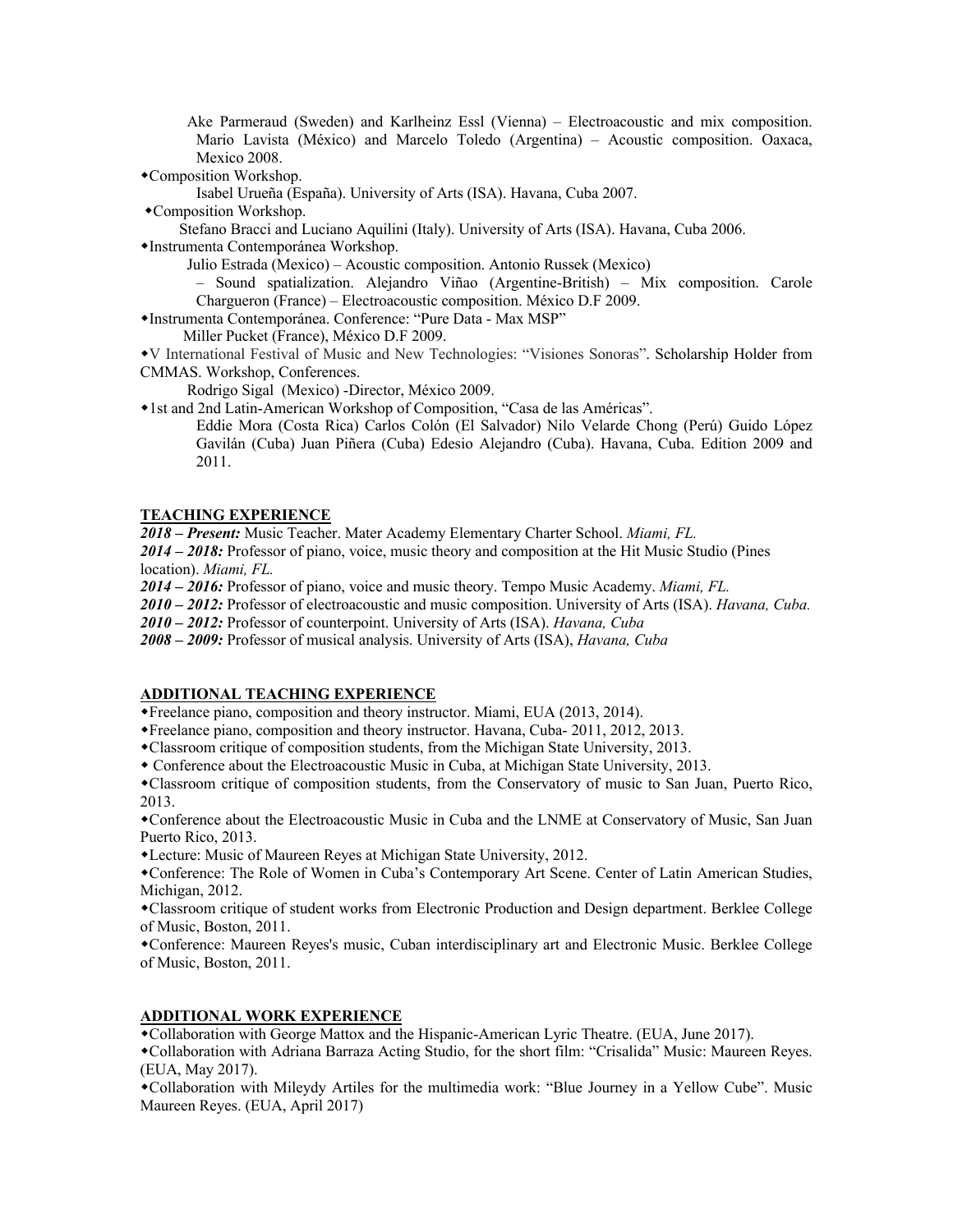Ake Parmeraud (Sweden) and Karlheinz Essl (Vienna) – Electroacoustic and mix composition. Mario Lavista (México) and Marcelo Toledo (Argentina) – Acoustic composition. Oaxaca, Mexico 2008.

- Composition Workshop.
  Isabel Urueña (España). University of Arts (ISA). Havana, Cuba 2007.
- Composition Workshop.
  Stefano Bracci and Luciano Aquilini (Italy). University of Arts (ISA). Havana, Cuba 2006.
- Instrumenta Contemporánea Workshop.
  Julio Estrada (Mexico) – Acoustic composition. Antonio Russek (Mexico) – Sound spatialization. Alejandro Viñao (Argentine-British) – Mix composition. Carole Chargueron (France) – Electroacoustic composition. México D.F 2009.
- Instrumenta Contemporánea. Conference: "Pure Data - Max MSP"
  Miller Pucket (France), México D.F 2009.
- V International Festival of Music and New Technologies: "Visiones Sonoras". Scholarship Holder from CMMAS. Workshop, Conferences.
  Rodrigo Sigal (Mexico) -Director, México 2009.
- 1st and 2nd Latin-American Workshop of Composition, "Casa de las Américas".
  Eddie Mora (Costa Rica) Carlos Colón (El Salvador) Nilo Velarde Chong (Perú) Guido López Gavilán (Cuba) Juan Piñera (Cuba) Edesio Alejandro (Cuba). Havana, Cuba. Edition 2009 and 2011.

## TEACHING EXPERIENCE

***2018 – Present:*** Music Teacher. Mater Academy Elementary Charter School. *Miami, FL.*

***2014 – 2018:*** Professor of piano, voice, music theory and composition at the Hit Music Studio (Pines location). *Miami, FL.*

***2014 – 2016:*** Professor of piano, voice and music theory. Tempo Music Academy. *Miami, FL.*

***2010 – 2012:*** Professor of electroacoustic and music composition. University of Arts (ISA). *Havana, Cuba.*

***2010 – 2012:*** Professor of counterpoint. University of Arts (ISA). *Havana, Cuba*

***2008 – 2009:*** Professor of musical analysis. University of Arts (ISA), *Havana, Cuba*

## ADDITIONAL TEACHING EXPERIENCE

- Freelance piano, composition and theory instructor. Miami, EUA (2013, 2014).
- Freelance piano, composition and theory instructor. Havana, Cuba- 2011, 2012, 2013.
- Classroom critique of composition students, from the Michigan State University, 2013.
- Conference about the Electroacoustic Music in Cuba, at Michigan State University, 2013.
- Classroom critique of composition students, from the Conservatory of music to San Juan, Puerto Rico, 2013.
- Conference about the Electroacoustic Music in Cuba and the LNME at Conservatory of Music, San Juan Puerto Rico, 2013.
- Lecture: Music of Maureen Reyes at Michigan State University, 2012.
- Conference: The Role of Women in Cuba's Contemporary Art Scene. Center of Latin American Studies, Michigan, 2012.
- Classroom critique of student works from Electronic Production and Design department. Berklee College of Music, Boston, 2011.
- Conference: Maureen Reyes's music, Cuban interdisciplinary art and Electronic Music. Berklee College of Music, Boston, 2011.

## ADDITIONAL WORK EXPERIENCE

- Collaboration with George Mattox and the Hispanic-American Lyric Theatre. (EUA, June 2017).
- Collaboration with Adriana Barraza Acting Studio, for the short film: "Crisalida" Music: Maureen Reyes. (EUA, May 2017).
- Collaboration with Mileydy Artiles for the multimedia work: "Blue Journey in a Yellow Cube". Music Maureen Reyes. (EUA, April 2017)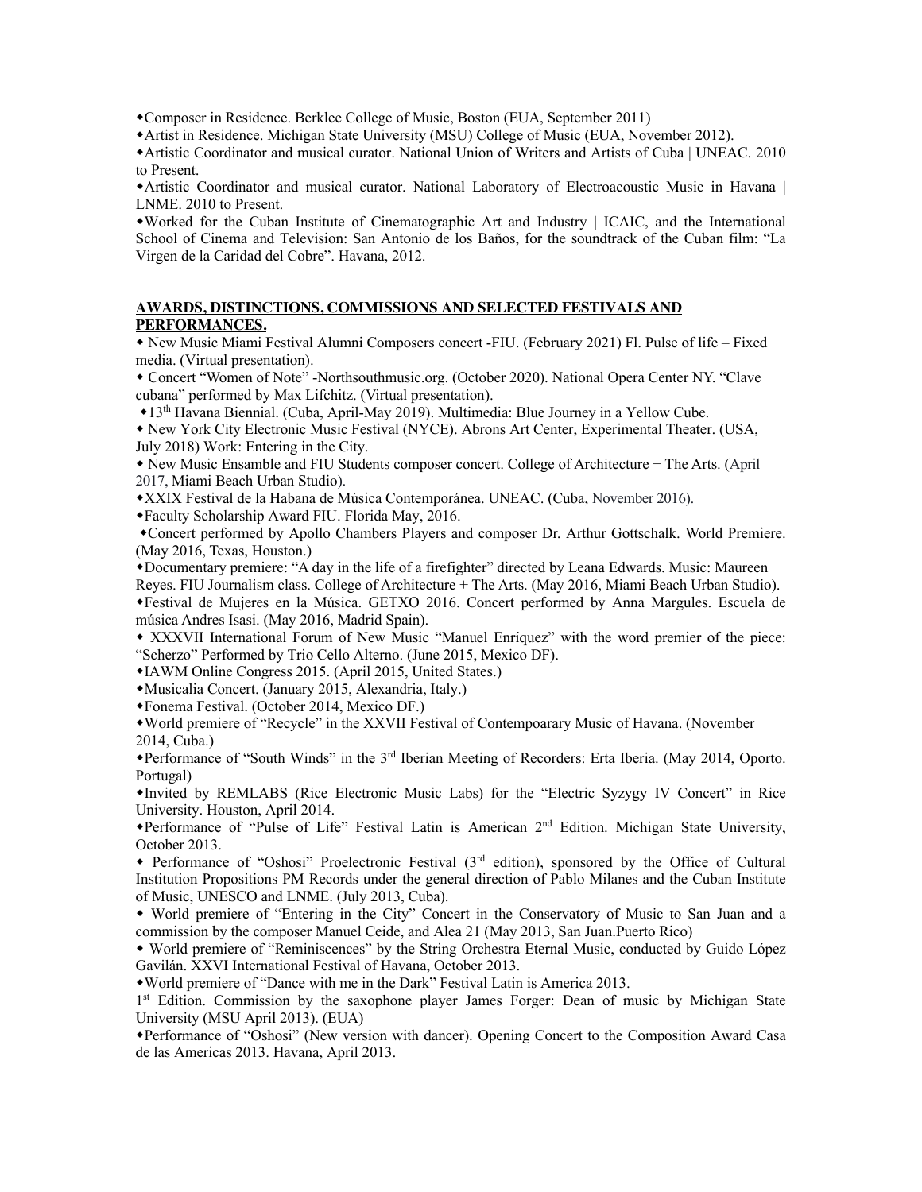- Composer in Residence. Berklee College of Music, Boston (EUA, September 2011)
- Artist in Residence. Michigan State University (MSU) College of Music (EUA, November 2012).
- Artistic Coordinator and musical curator. National Union of Writers and Artists of Cuba | UNEAC. 2010 to Present.
- Artistic Coordinator and musical curator. National Laboratory of Electroacoustic Music in Havana | LNME. 2010 to Present.
- Worked for the Cuban Institute of Cinematographic Art and Industry | ICAIC, and the International School of Cinema and Television: San Antonio de los Baños, for the soundtrack of the Cuban film: "La Virgen de la Caridad del Cobre". Havana, 2012.

## AWARDS, DISTINCTIONS, COMMISSIONS AND SELECTED FESTIVALS AND PERFORMANCES.

- New Music Miami Festival Alumni Composers concert -FIU. (February 2021) Fl. Pulse of life – Fixed media. (Virtual presentation).
- Concert "Women of Note" -Northsouthmusic.org. (October 2020). National Opera Center NY. "Clave cubana" performed by Max Lifchitz. (Virtual presentation).
- 13th Havana Biennial. (Cuba, April-May 2019). Multimedia: Blue Journey in a Yellow Cube.
- New York City Electronic Music Festival (NYCE). Abrons Art Center, Experimental Theater. (USA, July 2018) Work: Entering in the City.
- New Music Ensamble and FIU Students composer concert. College of Architecture + The Arts. (April 2017, Miami Beach Urban Studio).
- XXIX Festival de la Habana de Música Contemporánea. UNEAC. (Cuba, November 2016).
- Faculty Scholarship Award FIU. Florida May, 2016.
- Concert performed by Apollo Chambers Players and composer Dr. Arthur Gottschalk. World Premiere. (May 2016, Texas, Houston.)
- Documentary premiere: "A day in the life of a firefighter" directed by Leana Edwards. Music: Maureen Reyes. FIU Journalism class. College of Architecture + The Arts. (May 2016, Miami Beach Urban Studio).
- Festival de Mujeres en la Música. GETXO 2016. Concert performed by Anna Margules. Escuela de música Andres Isasi. (May 2016, Madrid Spain).
- XXXVII International Forum of New Music "Manuel Enríquez" with the word premier of the piece: "Scherzo" Performed by Trio Cello Alterno. (June 2015, Mexico DF).
- IAWM Online Congress 2015. (April 2015, United States.)
- Musicalia Concert. (January 2015, Alexandria, Italy.)
- Fonema Festival. (October 2014, Mexico DF.)
- World premiere of "Recycle" in the XXVII Festival of Contempoarary Music of Havana. (November 2014, Cuba.)
- Performance of "South Winds" in the 3rd Iberian Meeting of Recorders: Erta Iberia. (May 2014, Oporto. Portugal)
- Invited by REMLABS (Rice Electronic Music Labs) for the "Electric Syzygy IV Concert" in Rice University. Houston, April 2014.
- Performance of "Pulse of Life" Festival Latin is American 2nd Edition. Michigan State University, October 2013.
- Performance of "Oshosi" Proelectronic Festival (3rd edition), sponsored by the Office of Cultural Institution Propositions PM Records under the general direction of Pablo Milanes and the Cuban Institute of Music, UNESCO and LNME. (July 2013, Cuba).
- World premiere of "Entering in the City" Concert in the Conservatory of Music to San Juan and a commission by the composer Manuel Ceide, and Alea 21 (May 2013, San Juan.Puerto Rico)
- World premiere of "Reminiscences" by the String Orchestra Eternal Music, conducted by Guido López Gavilán. XXVI International Festival of Havana, October 2013.
- World premiere of "Dance with me in the Dark" Festival Latin is America 2013.
1st Edition. Commission by the saxophone player James Forger: Dean of music by Michigan State University (MSU April 2013). (EUA)
- Performance of "Oshosi" (New version with dancer). Opening Concert to the Composition Award Casa de las Americas 2013. Havana, April 2013.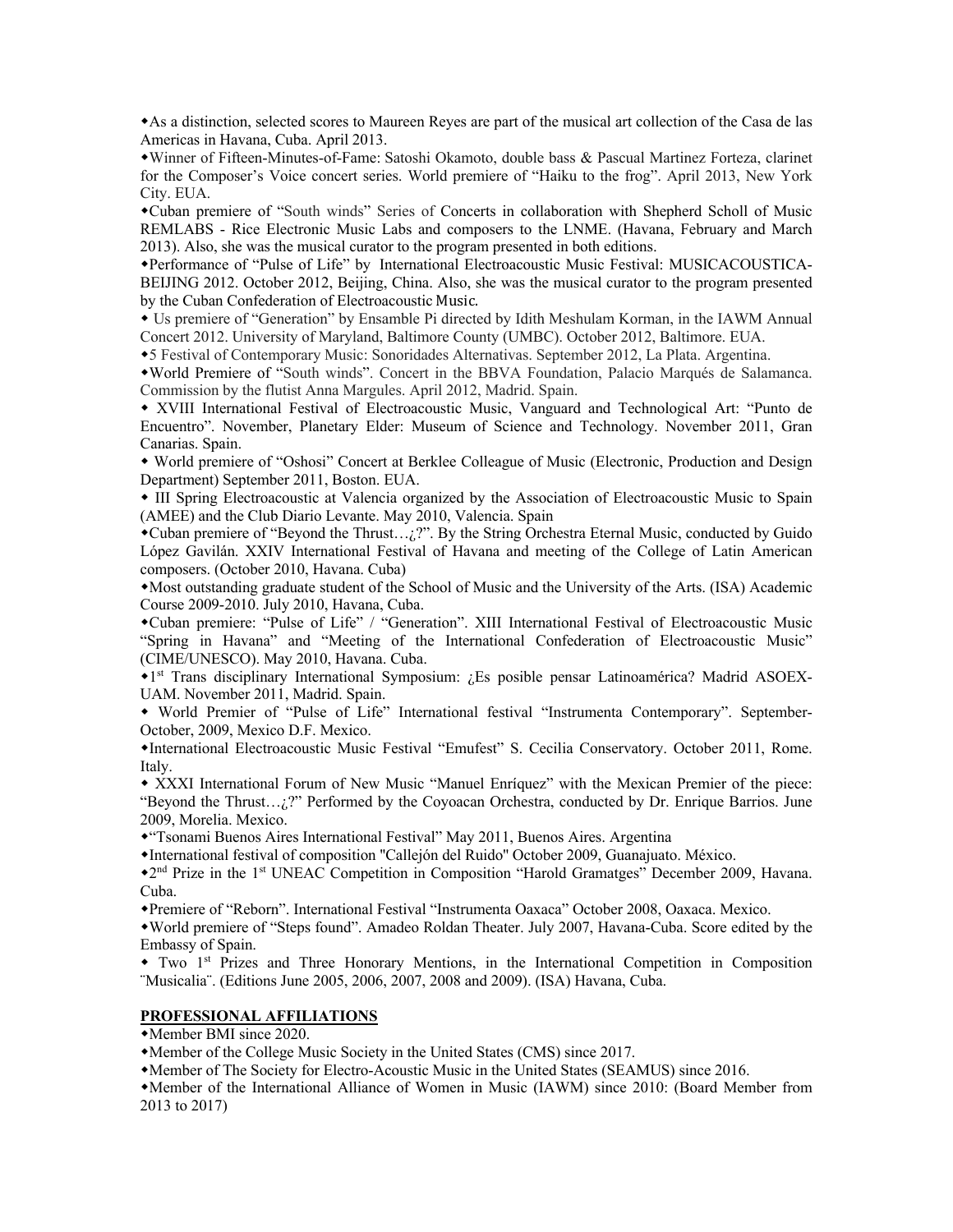◆As a distinction, selected scores to Maureen Reyes are part of the musical art collection of the Casa de las Americas in Havana, Cuba. April 2013.

◆Winner of Fifteen-Minutes-of-Fame: Satoshi Okamoto, double bass & Pascual Martinez Forteza, clarinet for the Composer's Voice concert series. World premiere of "Haiku to the frog". April 2013, New York City. EUA.

◆Cuban premiere of "South winds" Series of Concerts in collaboration with Shepherd Scholl of Music REMLABS - Rice Electronic Music Labs and composers to the LNME. (Havana, February and March 2013). Also, she was the musical curator to the program presented in both editions.

◆Performance of "Pulse of Life" by International Electroacoustic Music Festival: MUSICACOUSTICA-BEIJING 2012. October 2012, Beijing, China. Also, she was the musical curator to the program presented by the Cuban Confederation of Electroacoustic Music.

◆ Us premiere of "Generation" by Ensamble Pi directed by Idith Meshulam Korman, in the IAWM Annual Concert 2012. University of Maryland, Baltimore County (UMBC). October 2012, Baltimore. EUA.

◆5 Festival of Contemporary Music: Sonoridades Alternativas. September 2012, La Plata. Argentina.

◆World Premiere of "South winds". Concert in the BBVA Foundation, Palacio Marqués de Salamanca. Commission by the flutist Anna Margules. April 2012, Madrid. Spain.

◆ XVIII International Festival of Electroacoustic Music, Vanguard and Technological Art: "Punto de Encuentro". November, Planetary Elder: Museum of Science and Technology. November 2011, Gran Canarias. Spain.

◆ World premiere of "Oshosi" Concert at Berklee Colleague of Music (Electronic, Production and Design Department) September 2011, Boston. EUA.

◆ III Spring Electroacoustic at Valencia organized by the Association of Electroacoustic Music to Spain (AMEE) and the Club Diario Levante. May 2010, Valencia. Spain

◆Cuban premiere of "Beyond the Thrust…¿?". By the String Orchestra Eternal Music, conducted by Guido López Gavilán. XXIV International Festival of Havana and meeting of the College of Latin American composers. (October 2010, Havana. Cuba)

◆Most outstanding graduate student of the School of Music and the University of the Arts. (ISA) Academic Course 2009-2010. July 2010, Havana, Cuba.

◆Cuban premiere: "Pulse of Life" / "Generation". XIII International Festival of Electroacoustic Music "Spring in Havana" and "Meeting of the International Confederation of Electroacoustic Music" (CIME/UNESCO). May 2010, Havana. Cuba.

◆1st Trans disciplinary International Symposium: ¿Es posible pensar Latinoamérica? Madrid ASOEX-UAM. November 2011, Madrid. Spain.

◆ World Premier of "Pulse of Life" International festival "Instrumenta Contemporary". September-October, 2009, Mexico D.F. Mexico.

◆International Electroacoustic Music Festival "Emufest" S. Cecilia Conservatory. October 2011, Rome. Italy.

◆ XXXI International Forum of New Music "Manuel Enríquez" with the Mexican Premier of the piece: "Beyond the Thrust…¿?" Performed by the Coyoacan Orchestra, conducted by Dr. Enrique Barrios. June 2009, Morelia. Mexico.

◆"Tsonami Buenos Aires International Festival" May 2011, Buenos Aires. Argentina

◆International festival of composition "Callejón del Ruido" October 2009, Guanajuato. México.

◆2nd Prize in the 1st UNEAC Competition in Composition "Harold Gramatges" December 2009, Havana. Cuba.

◆Premiere of "Reborn". International Festival "Instrumenta Oaxaca" October 2008, Oaxaca. Mexico.

◆World premiere of "Steps found". Amadeo Roldan Theater. July 2007, Havana-Cuba. Score edited by the Embassy of Spain.

◆ Two 1st Prizes and Three Honorary Mentions, in the International Competition in Composition ¨Musicalia¨. (Editions June 2005, 2006, 2007, 2008 and 2009). (ISA) Havana, Cuba.

## PROFESSIONAL AFFILIATIONS

◆Member BMI since 2020.

◆Member of the College Music Society in the United States (CMS) since 2017.

◆Member of The Society for Electro-Acoustic Music in the United States (SEAMUS) since 2016.

◆Member of the International Alliance of Women in Music (IAWM) since 2010: (Board Member from 2013 to 2017)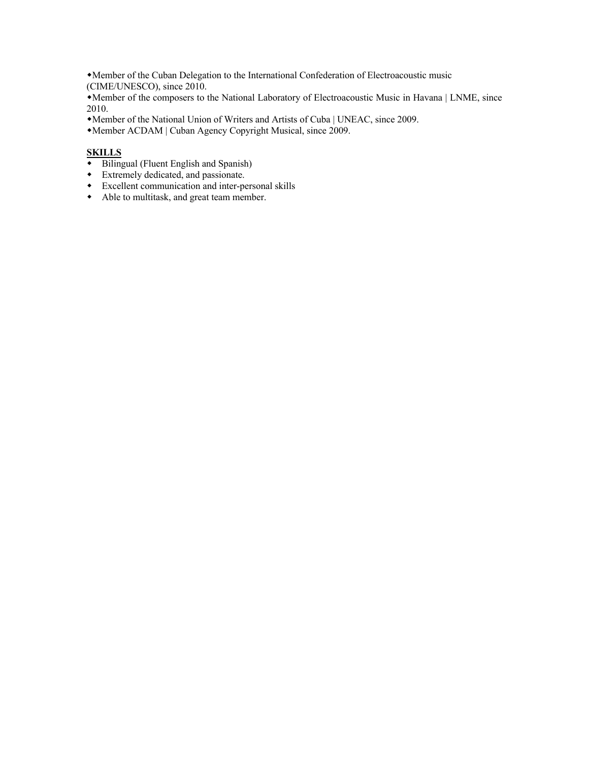- Member of the Cuban Delegation to the International Confederation of Electroacoustic music (CIME/UNESCO), since 2010.
- Member of the composers to the National Laboratory of Electroacoustic Music in Havana | LNME, since 2010.
- Member of the National Union of Writers and Artists of Cuba | UNEAC, since 2009.
- Member ACDAM | Cuban Agency Copyright Musical, since 2009.

**SKILLS**

- Bilingual (Fluent English and Spanish)
- Extremely dedicated, and passionate.
- Excellent communication and inter-personal skills
- Able to multitask, and great team member.